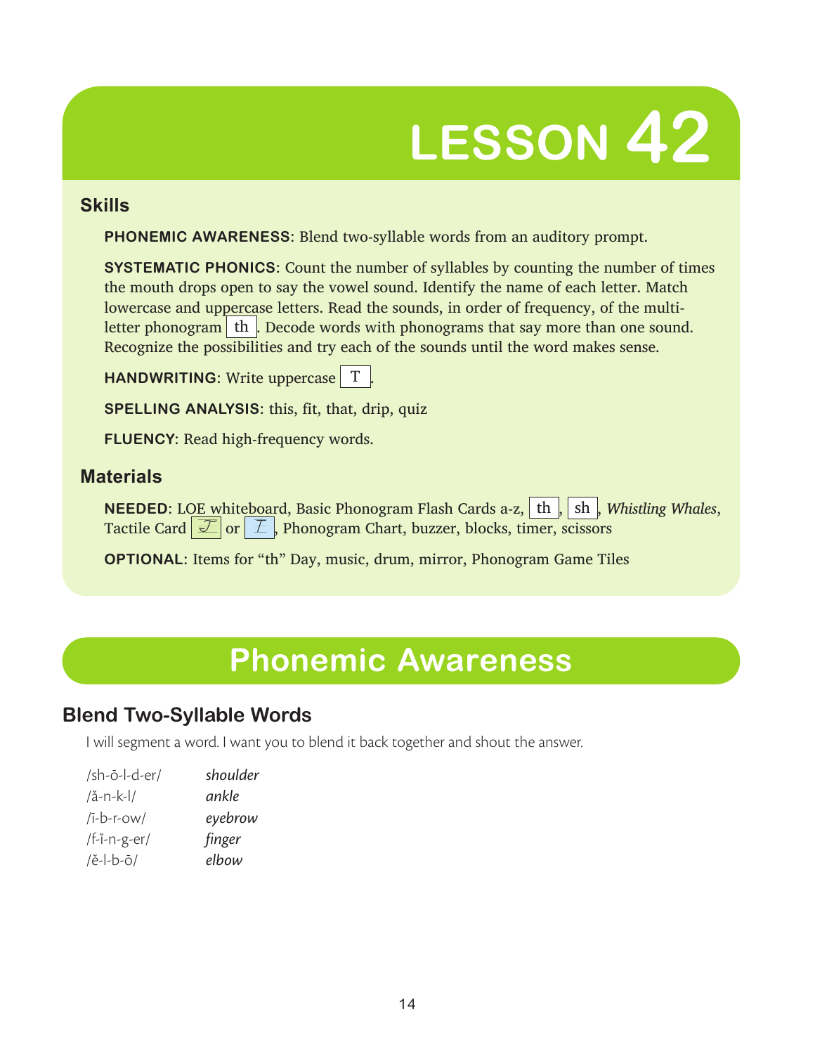# LESSON 42

## Skills

**PHONEMIC AWARENESS**: Blend two-syllable words from an auditory prompt.

**SYSTEMATIC PHONICS**: Count the number of syllables by counting the number of times the mouth drops open to say the vowel sound. Identify the name of each letter. Match lowercase and uppercase letters. Read the sounds, in order of frequency, of the multi-letter phonogram th. Decode words with phonograms that say more than one sound. Recognize the possibilities and try each of the sounds until the word makes sense.

**HANDWRITING**: Write uppercase T.

**SPELLING ANALYSIS**: this, fit, that, drip, quiz

**FLUENCY**: Read high-frequency words.

## Materials

**NEEDED**: LOE whiteboard, Basic Phonogram Flash Cards a-z, th, sh, *Whistling Whales*, Tactile Card 𝒯 or T, Phonogram Chart, buzzer, blocks, timer, scissors

**OPTIONAL**: Items for "th" Day, music, drum, mirror, Phonogram Game Tiles

# Phonemic Awareness

## Blend Two-Syllable Words

I will segment a word. I want you to blend it back together and shout the answer.

| | |
|---|---|
| /sh-ō-l-d-er/ | *shoulder* |
| /ă-n-k-l/ | *ankle* |
| /ī-b-r-ow/ | *eyebrow* |
| /f-ĭ-n-g-er/ | *finger* |
| /ĕ-l-b-ō/ | *elbow* |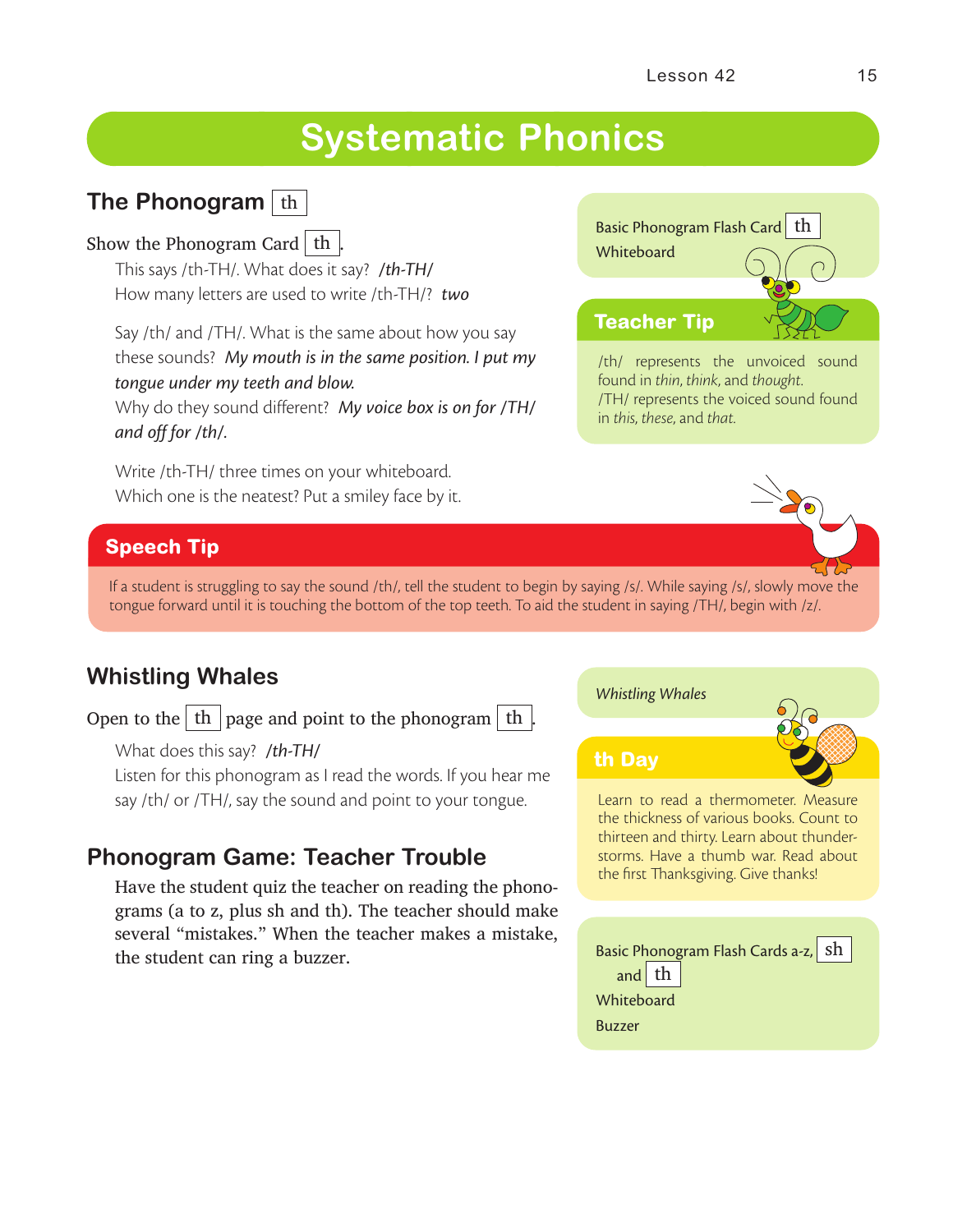# Systematic Phonics

## The Phonogram th

Show the Phonogram Card th.

This says /th-TH/. What does it say? */th-TH/*

How many letters are used to write /th-TH/? *two*

Say /th/ and /TH/. What is the same about how you say these sounds? *My mouth is in the same position. I put my tongue under my teeth and blow.*

Why do they sound different? *My voice box is on for /TH/ and off for /th/.*

Write /th-TH/ three times on your whiteboard. Which one is the neatest? Put a smiley face by it.

> Basic Phonogram Flash Card th
>
> Whiteboard

### Teacher Tip

/th/ represents the unvoiced sound found in *thin*, *think*, and *thought*.

/TH/ represents the voiced sound found in *this*, *these*, and *that*.

### Speech Tip

If a student is struggling to say the sound /th/, tell the student to begin by saying /s/. While saying /s/, slowly move the tongue forward until it is touching the bottom of the top teeth. To aid the student in saying /TH/, begin with /z/.

## Whistling Whales

Open to the th page and point to the phonogram th.

What does this say? */th-TH/*

Listen for this phonogram as I read the words. If you hear me say /th/ or /TH/, say the sound and point to your tongue.

> *Whistling Whales*

### th Day

Learn to read a thermometer. Measure the thickness of various books. Count to thirteen and thirty. Learn about thunderstorms. Have a thumb war. Read about the first Thanksgiving. Give thanks!

## Phonogram Game: Teacher Trouble

Have the student quiz the teacher on reading the phonograms (a to z, plus sh and th). The teacher should make several "mistakes." When the teacher makes a mistake, the student can ring a buzzer.

> Basic Phonogram Flash Cards a-z, sh and th
>
> Whiteboard
>
> Buzzer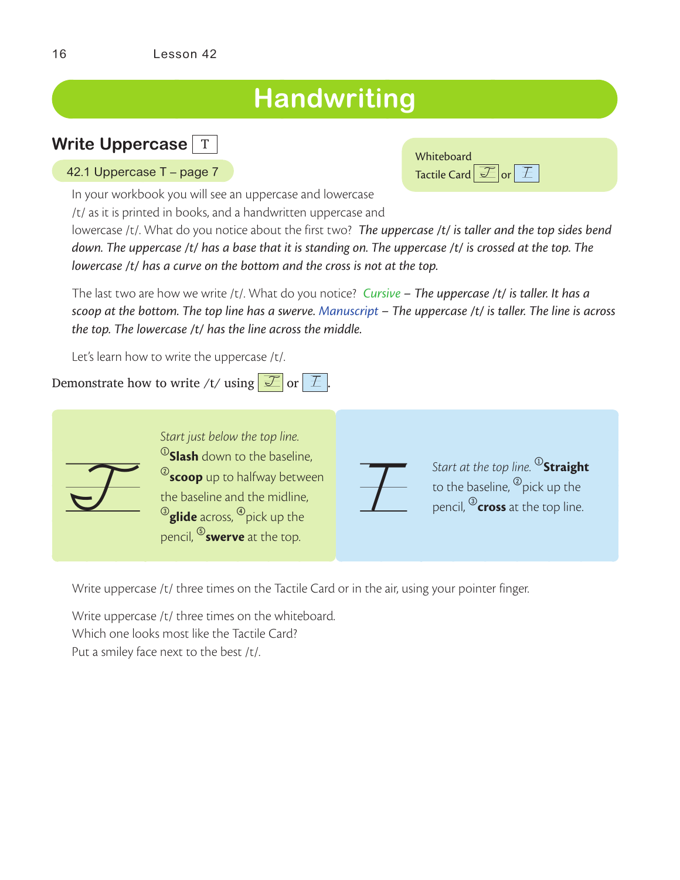# Handwriting

## Write Uppercase T

42.1 Uppercase T – page 7

Whiteboard
Tactile Card T or T

In your workbook you will see an uppercase and lowercase /t/ as it is printed in books, and a handwritten uppercase and lowercase /t/. What do you notice about the first two? *The uppercase /t/ is taller and the top sides bend down. The uppercase /t/ has a base that it is standing on. The uppercase /t/ is crossed at the top. The lowercase /t/ has a curve on the bottom and the cross is not at the top.*

The last two are how we write /t/. What do you notice? *Cursive – The uppercase /t/ is taller. It has a scoop at the bottom. The top line has a swerve. Manuscript – The uppercase /t/ is taller. The line is across the top. The lowercase /t/ has the line across the middle.*

Let's learn how to write the uppercase /t/.

Demonstrate how to write /t/ using T or T.

*Start just below the top line.* ① **Slash** down to the baseline, ② **scoop** up to halfway between the baseline and the midline, ③ **glide** across, ④ pick up the pencil, ⑤ **swerve** at the top.

*Start at the top line.* ① **Straight** to the baseline, ② pick up the pencil, ③ **cross** at the top line.

Write uppercase /t/ three times on the Tactile Card or in the air, using your pointer finger.

Write uppercase /t/ three times on the whiteboard.
Which one looks most like the Tactile Card?
Put a smiley face next to the best /t/.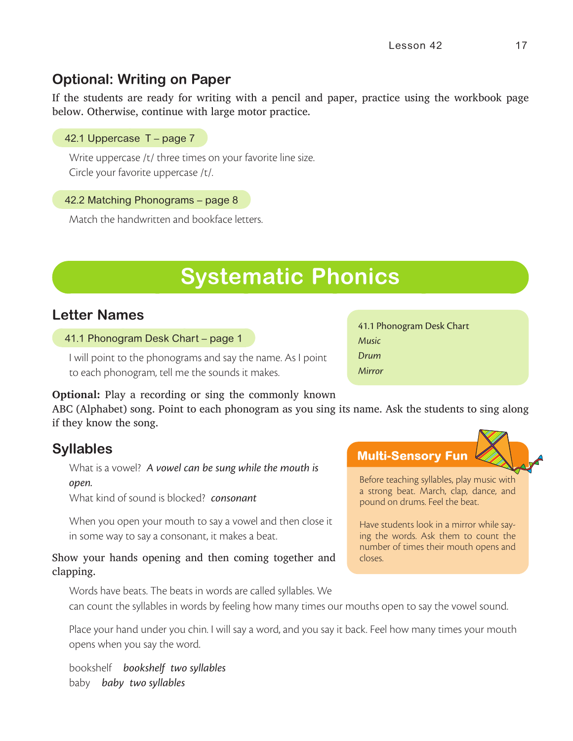## Optional: Writing on Paper

If the students are ready for writing with a pencil and paper, practice using the workbook page below. Otherwise, continue with large motor practice.

42.1 Uppercase T – page 7

Write uppercase /t/ three times on your favorite line size.
Circle your favorite uppercase /t/.

42.2 Matching Phonograms – page 8

Match the handwritten and bookface letters.

# Systematic Phonics

## Letter Names

41.1 Phonogram Desk Chart – page 1

I will point to the phonograms and say the name. As I point to each phonogram, tell me the sounds it makes.

**Optional:** Play a recording or sing the commonly known ABC (Alphabet) song. Point to each phonogram as you sing its name. Ask the students to sing along if they know the song.

> 41.1 Phonogram Desk Chart
> *Music*
> *Drum*
> *Mirror*

## Syllables

What is a vowel? ***A vowel can be sung while the mouth is open.***
What kind of sound is blocked? ***consonant***

When you open your mouth to say a vowel and then close it in some way to say a consonant, it makes a beat.

Show your hands opening and then coming together and clapping.

Words have beats. The beats in words are called syllables. We can count the syllables in words by feeling how many times our mouths open to say the vowel sound.

Place your hand under you chin. I will say a word, and you say it back. Feel how many times your mouth opens when you say the word.

bookshelf ***bookshelf two syllables***
baby ***baby two syllables***

> **Multi-Sensory Fun**
>
> Before teaching syllables, play music with a strong beat. March, clap, dance, and pound on drums. Feel the beat.
>
> Have students look in a mirror while saying the words. Ask them to count the number of times their mouth opens and closes.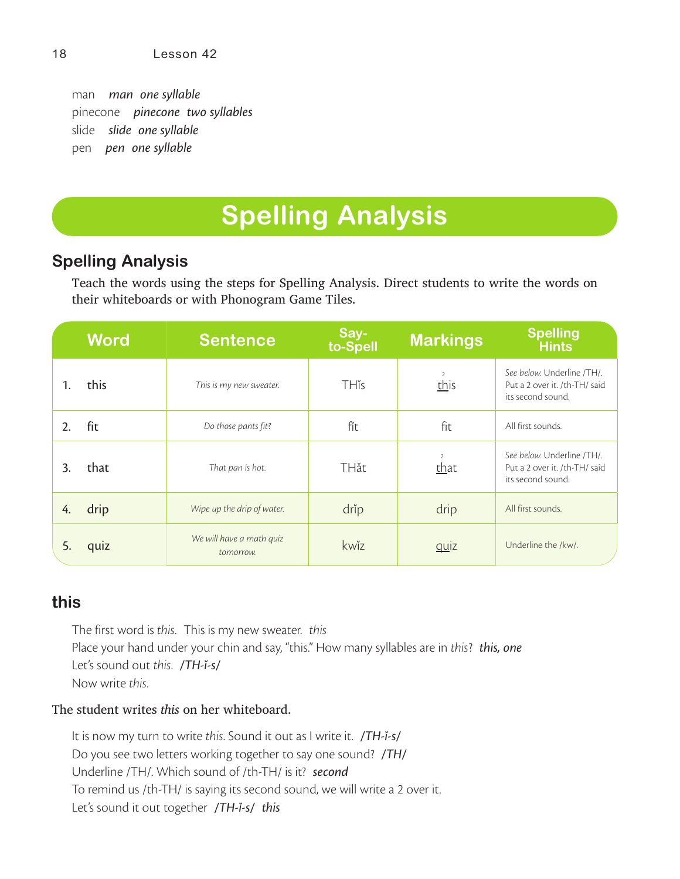man *man one syllable*
pinecone *pinecone two syllables*
slide *slide one syllable*
pen *pen one syllable*

# Spelling Analysis

## Spelling Analysis

Teach the words using the steps for Spelling Analysis. Direct students to write the words on their whiteboards or with Phonogram Game Tiles.

| | Word | Sentence | Say-to-Spell | Markings | Spelling Hints |
|---|---|---|---|---|---|
| 1. | this | *This is my new sweater.* | THĭs | <u>th</u>is (2 over th) | *See below.* Underline /TH/. Put a 2 over it. /th-TH/ said its second sound. |
| 2. | fit | *Do those pants fit?* | fĭt | fit | All first sounds. |
| 3. | that | *That pan is hot.* | THăt | <u>th</u>at (2 over th) | *See below.* Underline /TH/. Put a 2 over it. /th-TH/ said its second sound. |
| 4. | drip | *Wipe up the drip of water.* | drĭp | drip | All first sounds. |
| 5. | quiz | *We will have a math quiz tomorrow.* | kwĭz | <u>qu</u>iz | Underline the /kw/. |

## this

The first word is *this*. This is my new sweater. *this*
Place your hand under your chin and say, "this." How many syllables are in *this*? ***this, one***
Let's sound out *this*. ***/TH-ĭ-s/***
Now write *this*.

The student writes ***this*** on her whiteboard.

It is now my turn to write *this*. Sound it out as I write it. ***/TH-ĭ-s/***
Do you see two letters working together to say one sound? ***/TH/***
Underline /TH/. Which sound of /th-TH/ is it? ***second***
To remind us /th-TH/ is saying its second sound, we will write a 2 over it.
Let's sound it out together ***/TH-ĭ-s/ this***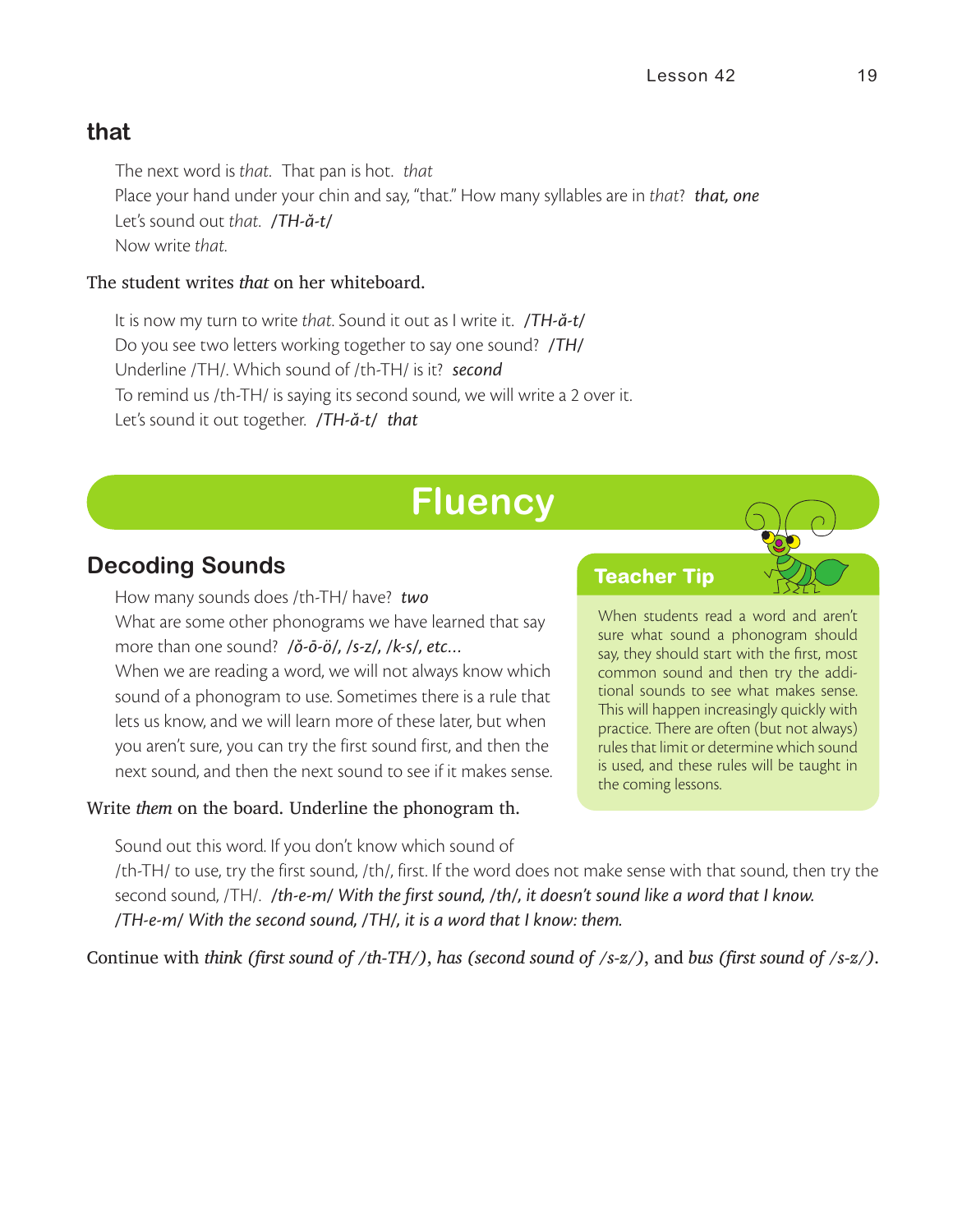## that

The next word is *that*. That pan is hot. *that*
Place your hand under your chin and say, "that." How many syllables are in *that*? ***that, one***
Let's sound out *that*. ***/TH-ă-t/***
Now write *that*.

The student writes *that* on her whiteboard.

It is now my turn to write *that*. Sound it out as I write it. ***/TH-ă-t/***
Do you see two letters working together to say one sound? ***/TH/***
Underline /TH/. Which sound of /th-TH/ is it? ***second***
To remind us /th-TH/ is saying its second sound, we will write a 2 over it.
Let's sound it out together. ***/TH-ă-t/ that***

# Fluency

## Decoding Sounds

How many sounds does /th-TH/ have? ***two***
What are some other phonograms we have learned that say more than one sound? ***/ŏ-ō-ö/, /s-z/, /k-s/, etc...***
When we are reading a word, we will not always know which sound of a phonogram to use. Sometimes there is a rule that lets us know, and we will learn more of these later, but when you aren't sure, you can try the first sound first, and then the next sound, and then the next sound to see if it makes sense.

> **Teacher Tip**
>
> When students read a word and aren't sure what sound a phonogram should say, they should start with the first, most common sound and then try the additional sounds to see what makes sense. This will happen increasingly quickly with practice. There are often (but not always) rules that limit or determine which sound is used, and these rules will be taught in the coming lessons.

Write *them* on the board. Underline the phonogram th.

Sound out this word. If you don't know which sound of /th-TH/ to use, try the first sound, /th/, first. If the word does not make sense with that sound, then try the second sound, /TH/. ***/th-e-m/ With the first sound, /th/, it doesn't sound like a word that I know. /TH-e-m/ With the second sound, /TH/, it is a word that I know: them.***

Continue with *think (first sound of /th-TH/)*, *has (second sound of /s-z/)*, and *bus (first sound of /s-z/)*.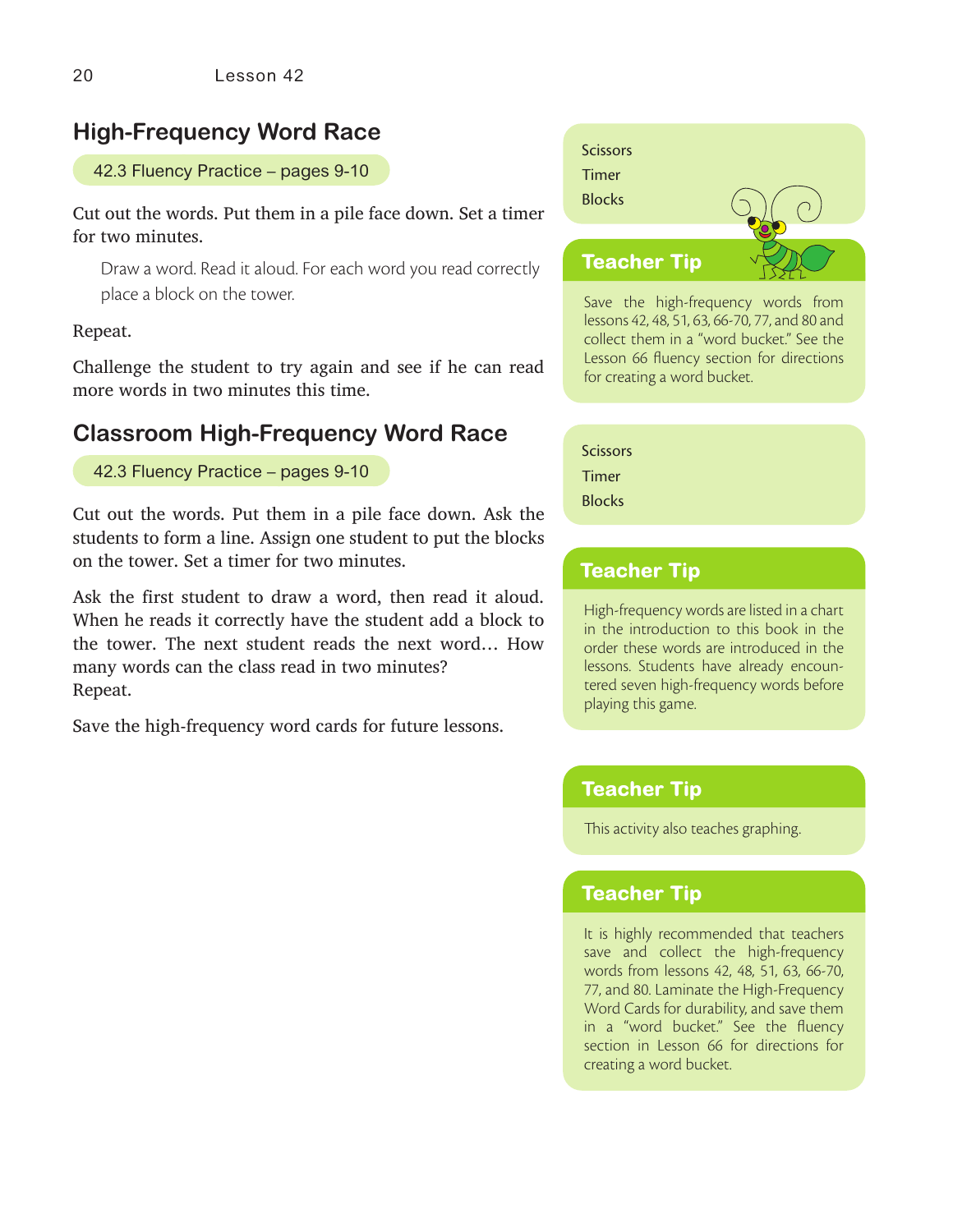## High-Frequency Word Race

42.3 Fluency Practice – pages 9-10

Cut out the words. Put them in a pile face down. Set a timer for two minutes.

> Draw a word. Read it aloud. For each word you read correctly place a block on the tower.

Repeat.

Challenge the student to try again and see if he can read more words in two minutes this time.

Scissors
Timer
Blocks

**Teacher Tip**

Save the high-frequency words from lessons 42, 48, 51, 63, 66-70, 77, and 80 and collect them in a "word bucket." See the Lesson 66 fluency section for directions for creating a word bucket.

## Classroom High-Frequency Word Race

42.3 Fluency Practice – pages 9-10

Cut out the words. Put them in a pile face down. Ask the students to form a line. Assign one student to put the blocks on the tower. Set a timer for two minutes.

Ask the first student to draw a word, then read it aloud. When he reads it correctly have the student add a block to the tower. The next student reads the next word… How many words can the class read in two minutes?
Repeat.

Save the high-frequency word cards for future lessons.

Scissors
Timer
Blocks

**Teacher Tip**

High-frequency words are listed in a chart in the introduction to this book in the order these words are introduced in the lessons. Students have already encountered seven high-frequency words before playing this game.

**Teacher Tip**

This activity also teaches graphing.

**Teacher Tip**

It is highly recommended that teachers save and collect the high-frequency words from lessons 42, 48, 51, 63, 66-70, 77, and 80. Laminate the High-Frequency Word Cards for durability, and save them in a "word bucket." See the fluency section in Lesson 66 for directions for creating a word bucket.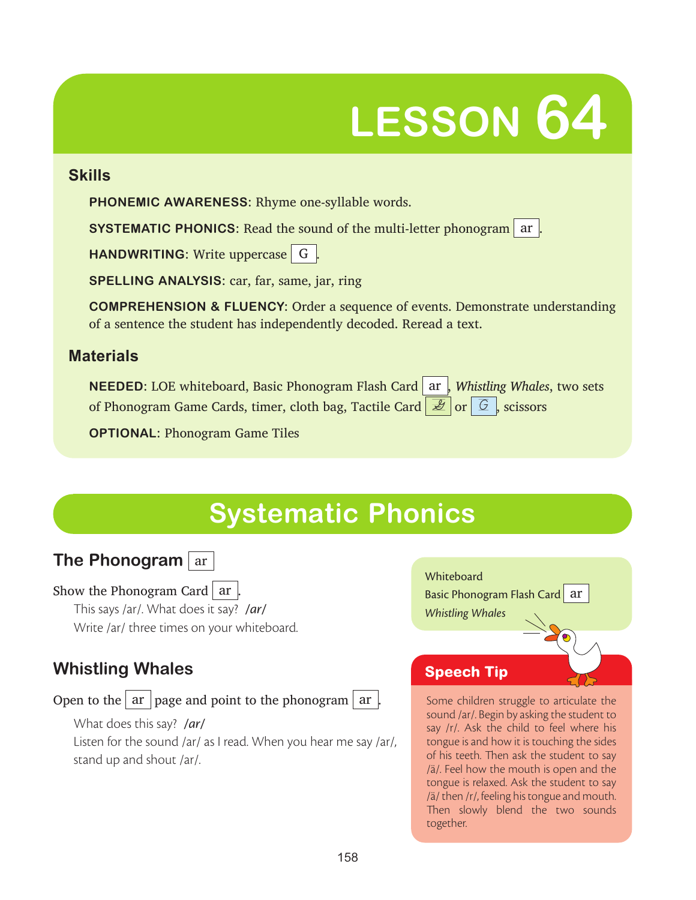# LESSON 64

## Skills

**PHONEMIC AWARENESS:** Rhyme one-syllable words.

**SYSTEMATIC PHONICS:** Read the sound of the multi-letter phonogram ar.

**HANDWRITING:** Write uppercase G.

**SPELLING ANALYSIS:** car, far, same, jar, ring

**COMPREHENSION & FLUENCY:** Order a sequence of events. Demonstrate understanding of a sentence the student has independently decoded. Reread a text.

## Materials

**NEEDED:** LOE whiteboard, Basic Phonogram Flash Card ar, *Whistling Whales*, two sets of Phonogram Game Cards, timer, cloth bag, Tactile Card G or G, scissors

**OPTIONAL:** Phonogram Game Tiles

# Systematic Phonics

## The Phonogram ar

Show the Phonogram Card ar.

This says /ar/. What does it say? ***/ar/***

Write /ar/ three times on your whiteboard.

> Whiteboard
> Basic Phonogram Flash Card ar
> *Whistling Whales*

## Whistling Whales

Open to the ar page and point to the phonogram ar.

What does this say? ***/ar/***

Listen for the sound /ar/ as I read. When you hear me say /ar/, stand up and shout /ar/.

### Speech Tip

Some children struggle to articulate the sound /ar/. Begin by asking the student to say /r/. Ask the child to feel where his tongue is and how it is touching the sides of his teeth. Then ask the student to say /ä/. Feel how the mouth is open and the tongue is relaxed. Ask the student to say /ä/ then /r/, feeling his tongue and mouth. Then slowly blend the two sounds together.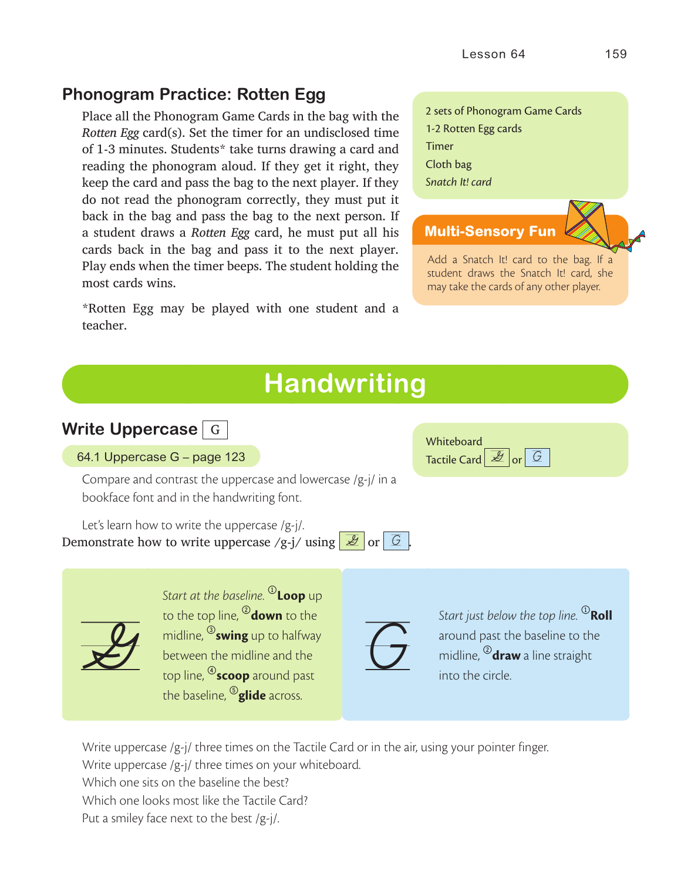## Phonogram Practice: Rotten Egg

Place all the Phonogram Game Cards in the bag with the *Rotten Egg* card(s). Set the timer for an undisclosed time of 1-3 minutes. Students* take turns drawing a card and reading the phonogram aloud. If they get it right, they keep the card and pass the bag to the next player. If they do not read the phonogram correctly, they must put it back in the bag and pass the bag to the next person. If a student draws a *Rotten Egg* card, he must put all his cards back in the bag and pass it to the next player. Play ends when the timer beeps. The student holding the most cards wins.

*Rotten Egg may be played with one student and a teacher.

- 2 sets of Phonogram Game Cards
- 1-2 Rotten Egg cards
- Timer
- Cloth bag
- *Snatch It! card*

**Multi-Sensory Fun**

Add a Snatch It! card to the bag. If a student draws the Snatch It! card, she may take the cards of any other player.

# Handwriting

## Write Uppercase G

64.1 Uppercase G – page 123

- Whiteboard
- Tactile Card G or G

Compare and contrast the uppercase and lowercase /g-j/ in a bookface font and in the handwriting font.

Let's learn how to write the uppercase /g-j/.

Demonstrate how to write uppercase /g-j/ using G or G.

*Start at the baseline.* ① **Loop** up to the top line, ② **down** to the midline, ③ **swing** up to halfway between the midline and the top line, ④ **scoop** around past the baseline, ⑤ **glide** across.

*Start just below the top line.* ① **Roll** around past the baseline to the midline, ② **draw** a line straight into the circle.

Write uppercase /g-j/ three times on the Tactile Card or in the air, using your pointer finger.
Write uppercase /g-j/ three times on your whiteboard.
Which one sits on the baseline the best?
Which one looks most like the Tactile Card?
Put a smiley face next to the best /g-j/.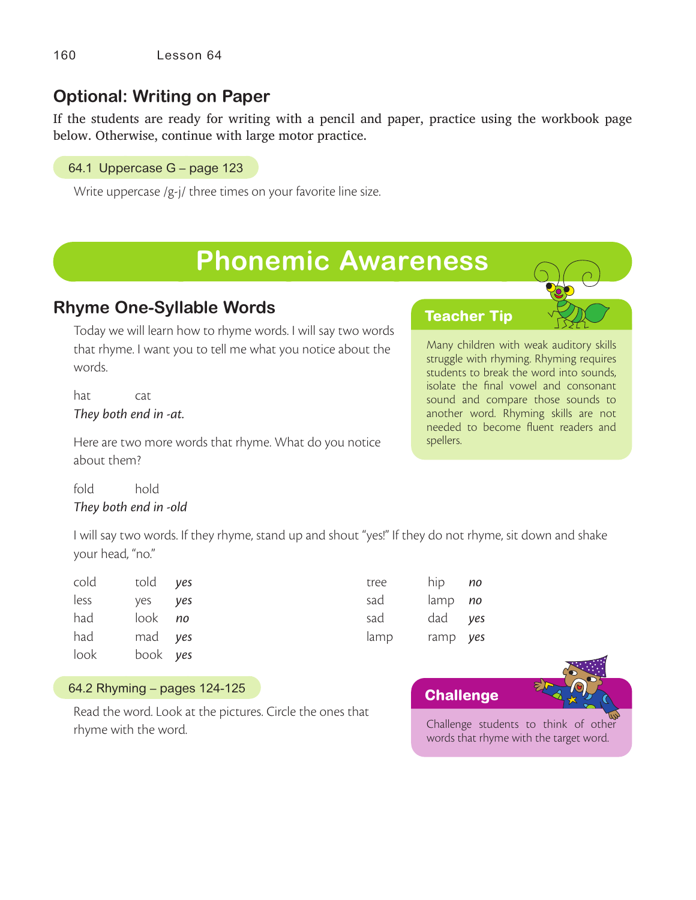## Optional: Writing on Paper

If the students are ready for writing with a pencil and paper, practice using the workbook page below. Otherwise, continue with large motor practice.

**64.1 Uppercase G – page 123**

Write uppercase /g-j/ three times on your favorite line size.

# Phonemic Awareness

## Rhyme One-Syllable Words

Today we will learn how to rhyme words. I will say two words that rhyme. I want you to tell me what you notice about the words.

hat cat

*They both end in -at.*

Here are two more words that rhyme. What do you notice about them?

fold hold

*They both end in -old*

I will say two words. If they rhyme, stand up and shout "yes!" If they do not rhyme, sit down and shake your head, "no."

| | | | | | |
|---|---|---|---|---|---|
| cold | told | *yes* | tree | hip | *no* |
| less | yes | *yes* | sad | lamp | *no* |
| had | look | *no* | sad | dad | *yes* |
| had | mad | *yes* | lamp | ramp | *yes* |
| look | book | *yes* | | | |

**64.2 Rhyming – pages 124-125**

Read the word. Look at the pictures. Circle the ones that rhyme with the word.

### Teacher Tip

Many children with weak auditory skills struggle with rhyming. Rhyming requires students to break the word into sounds, isolate the final vowel and consonant sound and compare those sounds to another word. Rhyming skills are not needed to become fluent readers and spellers.

### Challenge

Challenge students to think of other words that rhyme with the target word.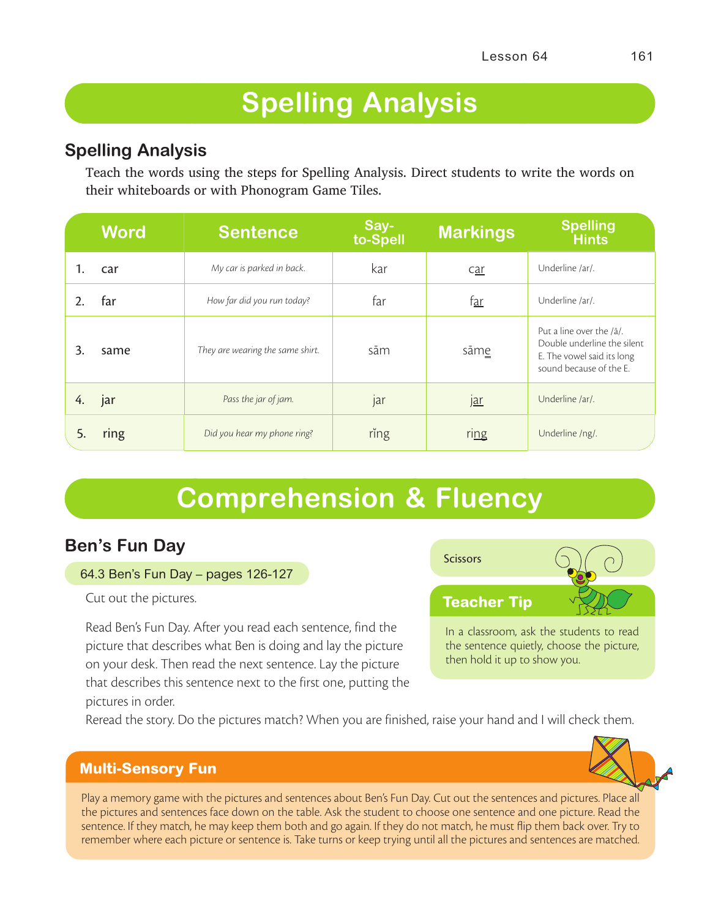# Spelling Analysis

## Spelling Analysis

Teach the words using the steps for Spelling Analysis. Direct students to write the words on their whiteboards or with Phonogram Game Tiles.

| Word | Sentence | Say-to-Spell | Markings | Spelling Hints |
|---|---|---|---|---|
| 1. car | *My car is parked in back.* | kar | c<u>ar</u> | Underline /ar/. |
| 2. far | *How far did you run today?* | far | f<u>ar</u> | Underline /ar/. |
| 3. same | *They are wearing the same shirt.* | sām | sāme | Put a line over the /ā/. Double underline the silent E. The vowel said its long sound because of the E. |
| 4. jar | *Pass the jar of jam.* | jar | j<u>ar</u> | Underline /ar/. |
| 5. ring | *Did you hear my phone ring?* | rǐng | ri<u>ng</u> | Underline /ng/. |

# Comprehension & Fluency

## Ben's Fun Day

64.3 Ben's Fun Day – pages 126-127

Cut out the pictures.

Read Ben's Fun Day. After you read each sentence, find the picture that describes what Ben is doing and lay the picture on your desk. Then read the next sentence. Lay the picture that describes this sentence next to the first one, putting the pictures in order.

Reread the story. Do the pictures match? When you are finished, raise your hand and I will check them.

Scissors

**Teacher Tip**

In a classroom, ask the students to read the sentence quietly, choose the picture, then hold it up to show you.

**Multi-Sensory Fun**

Play a memory game with the pictures and sentences about Ben's Fun Day. Cut out the sentences and pictures. Place all the pictures and sentences face down on the table. Ask the student to choose one sentence and one picture. Read the sentence. If they match, he may keep them both and go again. If they do not match, he must flip them back over. Try to remember where each picture or sentence is. Take turns or keep trying until all the pictures and sentences are matched.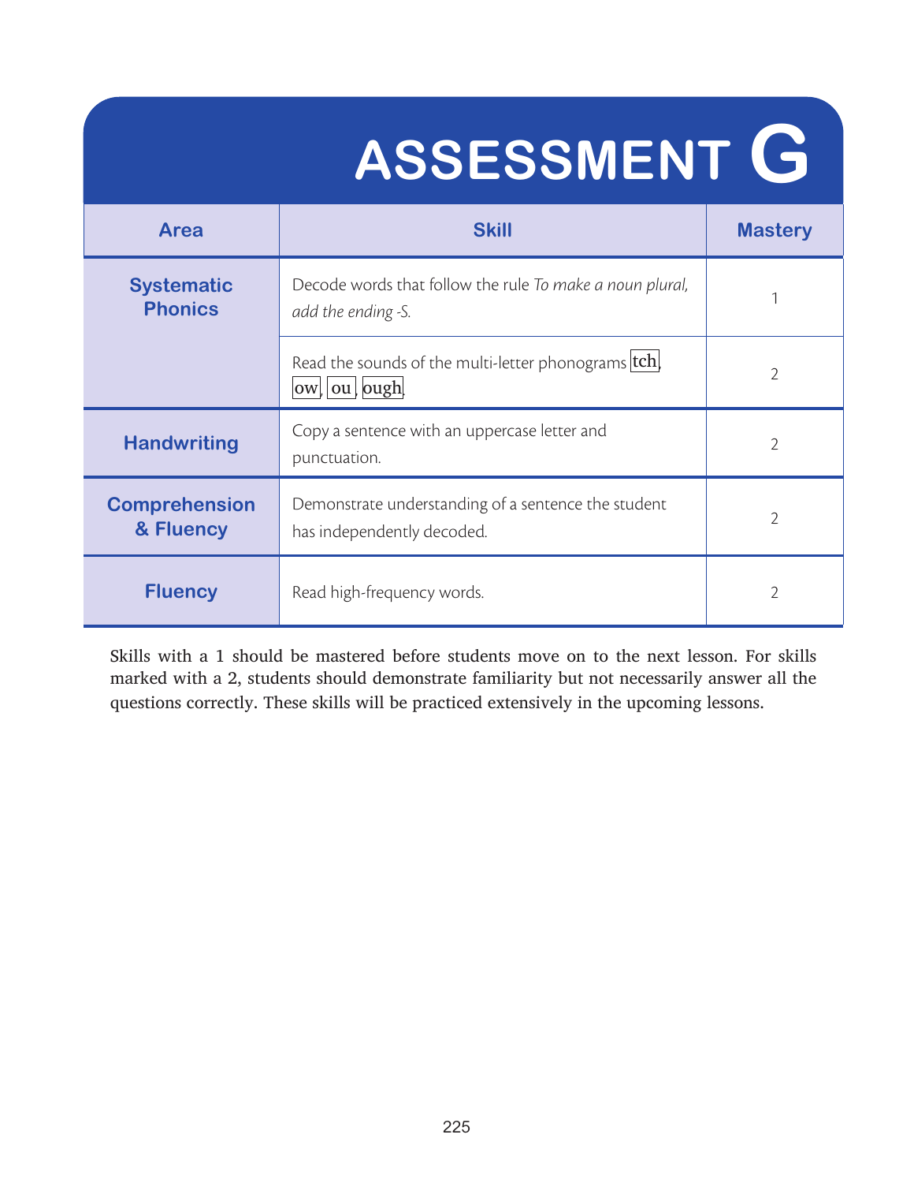# ASSESSMENT G

| Area | Skill | Mastery |
|---|---|---|
| Systematic Phonics | Decode words that follow the rule *To make a noun plural, add the ending -S.* | 1 |
| | Read the sounds of the multi-letter phonograms tch, ow, ou, ough. | 2 |
| Handwriting | Copy a sentence with an uppercase letter and punctuation. | 2 |
| Comprehension & Fluency | Demonstrate understanding of a sentence the student has independently decoded. | 2 |
| Fluency | Read high-frequency words. | 2 |

Skills with a 1 should be mastered before students move on to the next lesson. For skills marked with a 2, students should demonstrate familiarity but not necessarily answer all the questions correctly. These skills will be practiced extensively in the upcoming lessons.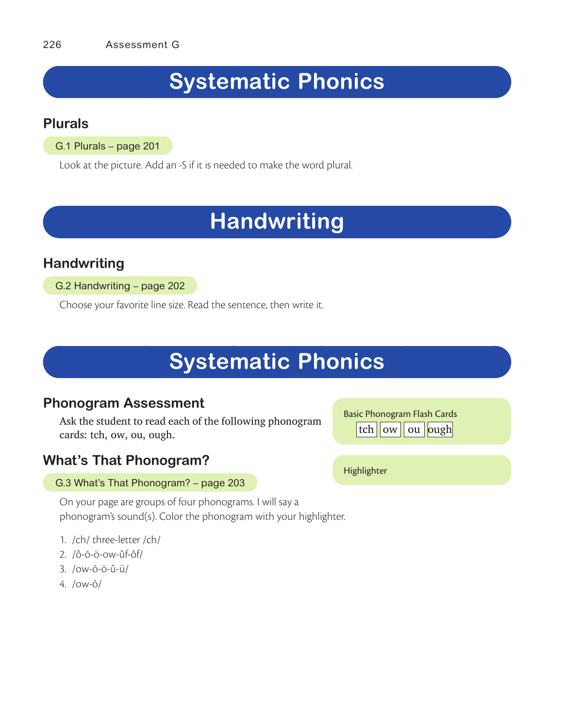# Systematic Phonics

## Plurals

G.1 Plurals – page 201

Look at the picture. Add an -S if it is needed to make the word plural.

# Handwriting

## Handwriting

G.2 Handwriting – page 202

Choose your favorite line size. Read the sentence, then write it.

# Systematic Phonics

## Phonogram Assessment

Ask the student to read each of the following phonogram cards: tch, ow, ou, ough.

Basic Phonogram Flash Cards
tch | ow | ou | ough

## What's That Phonogram?

Highlighter

G.3 What's That Phonogram? – page 203

On your page are groups of four phonograms. I will say a phonogram's sound(s). Color the phonogram with your highlighter.

1. /ch/ three-letter /ch/
2. /ŏ-ō-ö-ow-ŭf-ŏf/
3. /ow-ō-ö-ŭ-ü/
4. /ow-ō/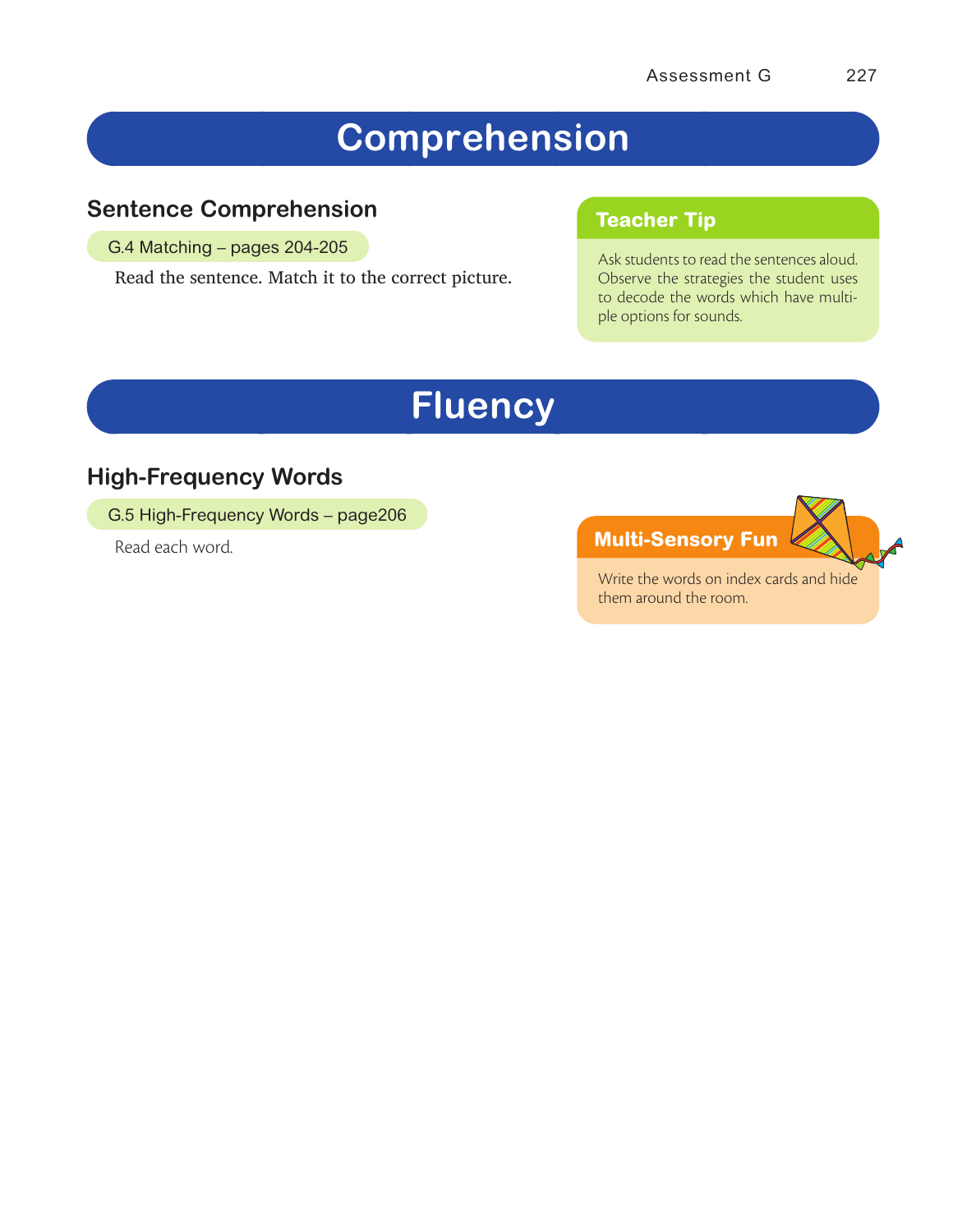# Comprehension

## Sentence Comprehension

G.4 Matching – pages 204-205

Read the sentence. Match it to the correct picture.

### Teacher Tip

Ask students to read the sentences aloud. Observe the strategies the student uses to decode the words which have multiple options for sounds.

# Fluency

## High-Frequency Words

G.5 High-Frequency Words – page206

Read each word.

### Multi-Sensory Fun

Write the words on index cards and hide them around the room.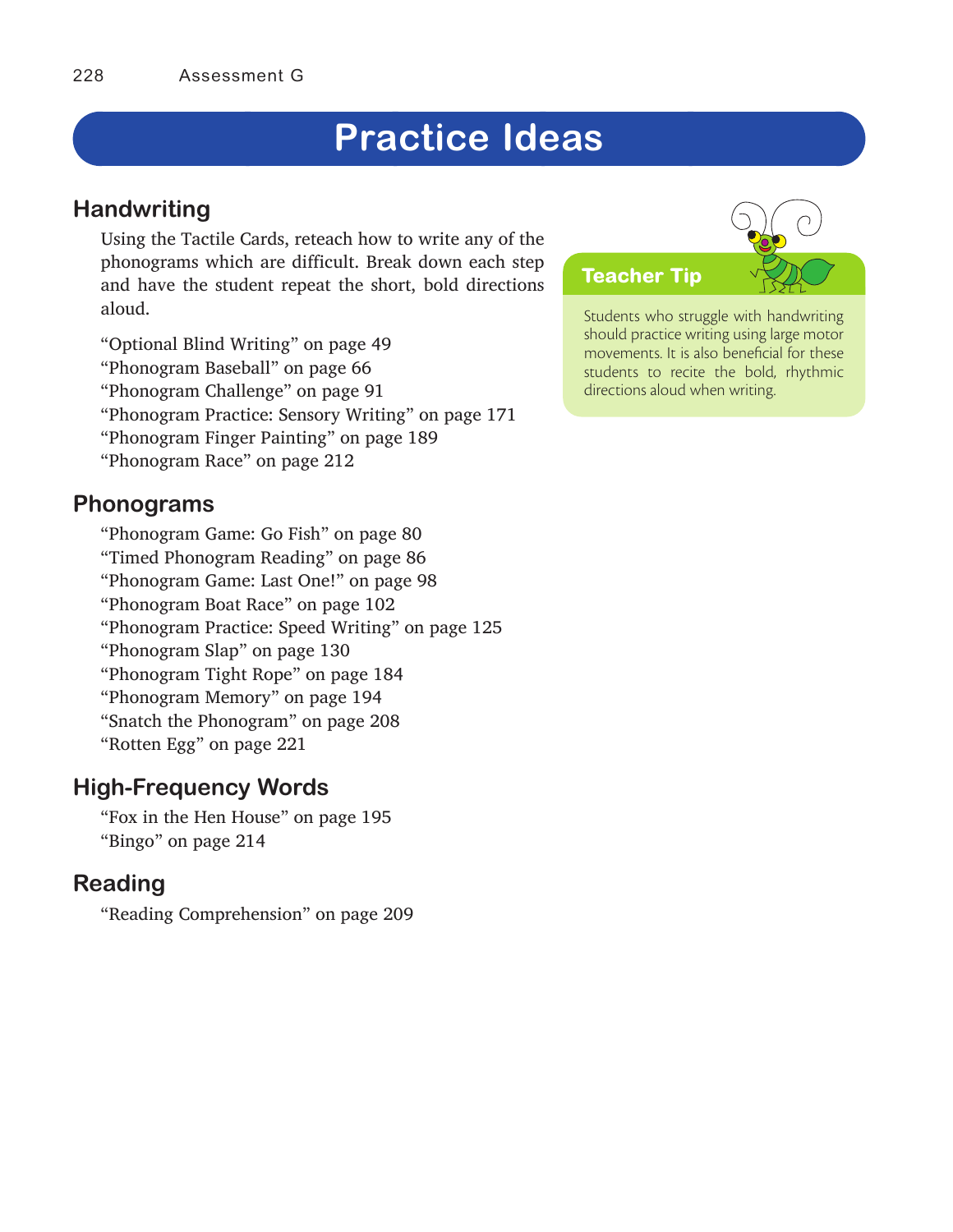# Practice Ideas

## Handwriting

Using the Tactile Cards, reteach how to write any of the phonograms which are difficult. Break down each step and have the student repeat the short, bold directions aloud.

"Optional Blind Writing" on page 49
"Phonogram Baseball" on page 66
"Phonogram Challenge" on page 91
"Phonogram Practice: Sensory Writing" on page 171
"Phonogram Finger Painting" on page 189
"Phonogram Race" on page 212

> **Teacher Tip**
>
> Students who struggle with handwriting should practice writing using large motor movements. It is also beneficial for these students to recite the bold, rhythmic directions aloud when writing.

## Phonograms

"Phonogram Game: Go Fish" on page 80
"Timed Phonogram Reading" on page 86
"Phonogram Game: Last One!" on page 98
"Phonogram Boat Race" on page 102
"Phonogram Practice: Speed Writing" on page 125
"Phonogram Slap" on page 130
"Phonogram Tight Rope" on page 184
"Phonogram Memory" on page 194
"Snatch the Phonogram" on page 208
"Rotten Egg" on page 221

## High-Frequency Words

"Fox in the Hen House" on page 195
"Bingo" on page 214

## Reading

"Reading Comprehension" on page 209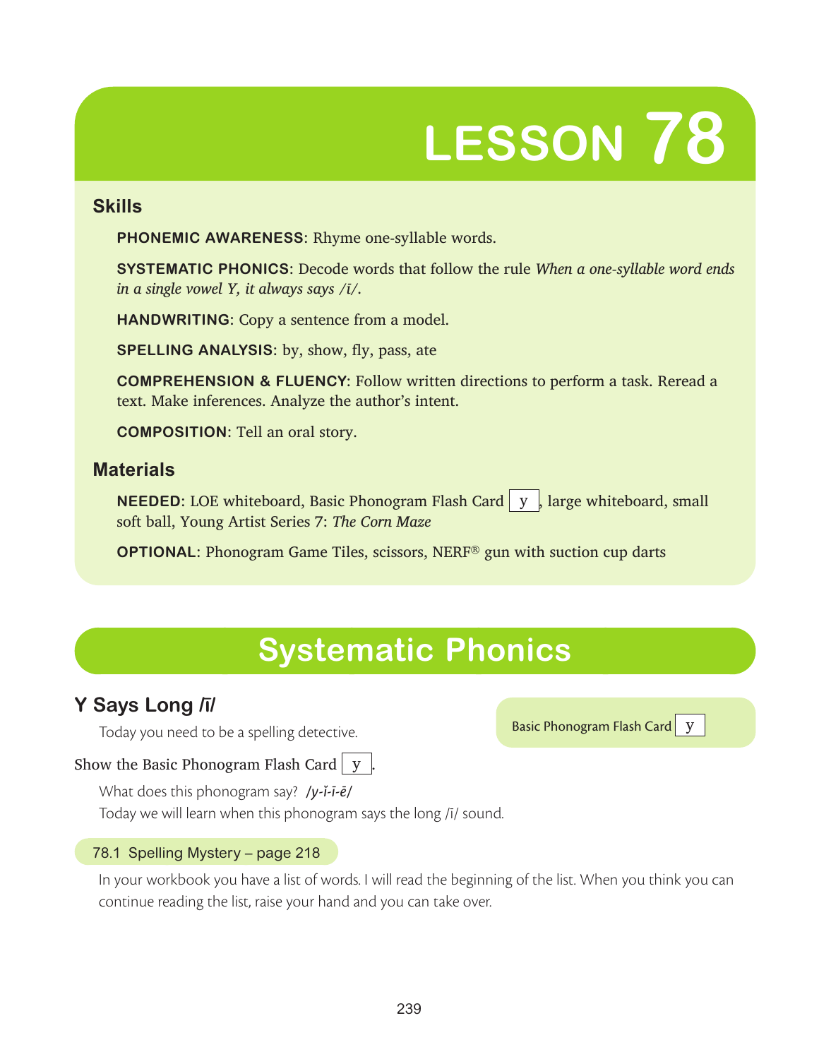# LESSON 78

## Skills

**PHONEMIC AWARENESS**: Rhyme one-syllable words.

**SYSTEMATIC PHONICS**: Decode words that follow the rule *When a one-syllable word ends in a single vowel Y, it always says /ī/.*

**HANDWRITING**: Copy a sentence from a model.

**SPELLING ANALYSIS**: by, show, fly, pass, ate

**COMPREHENSION & FLUENCY**: Follow written directions to perform a task. Reread a text. Make inferences. Analyze the author's intent.

**COMPOSITION**: Tell an oral story.

## Materials

**NEEDED**: LOE whiteboard, Basic Phonogram Flash Card y, large whiteboard, small soft ball, Young Artist Series 7: *The Corn Maze*

**OPTIONAL**: Phonogram Game Tiles, scissors, NERF® gun with suction cup darts

# Systematic Phonics

## Y Says Long /ī/

Basic Phonogram Flash Card y

Today you need to be a spelling detective.

Show the Basic Phonogram Flash Card y.

What does this phonogram say? ***/y-ĭ-ī-ē/***

Today we will learn when this phonogram says the long /ī/ sound.

78.1 Spelling Mystery – page 218

In your workbook you have a list of words. I will read the beginning of the list. When you think you can continue reading the list, raise your hand and you can take over.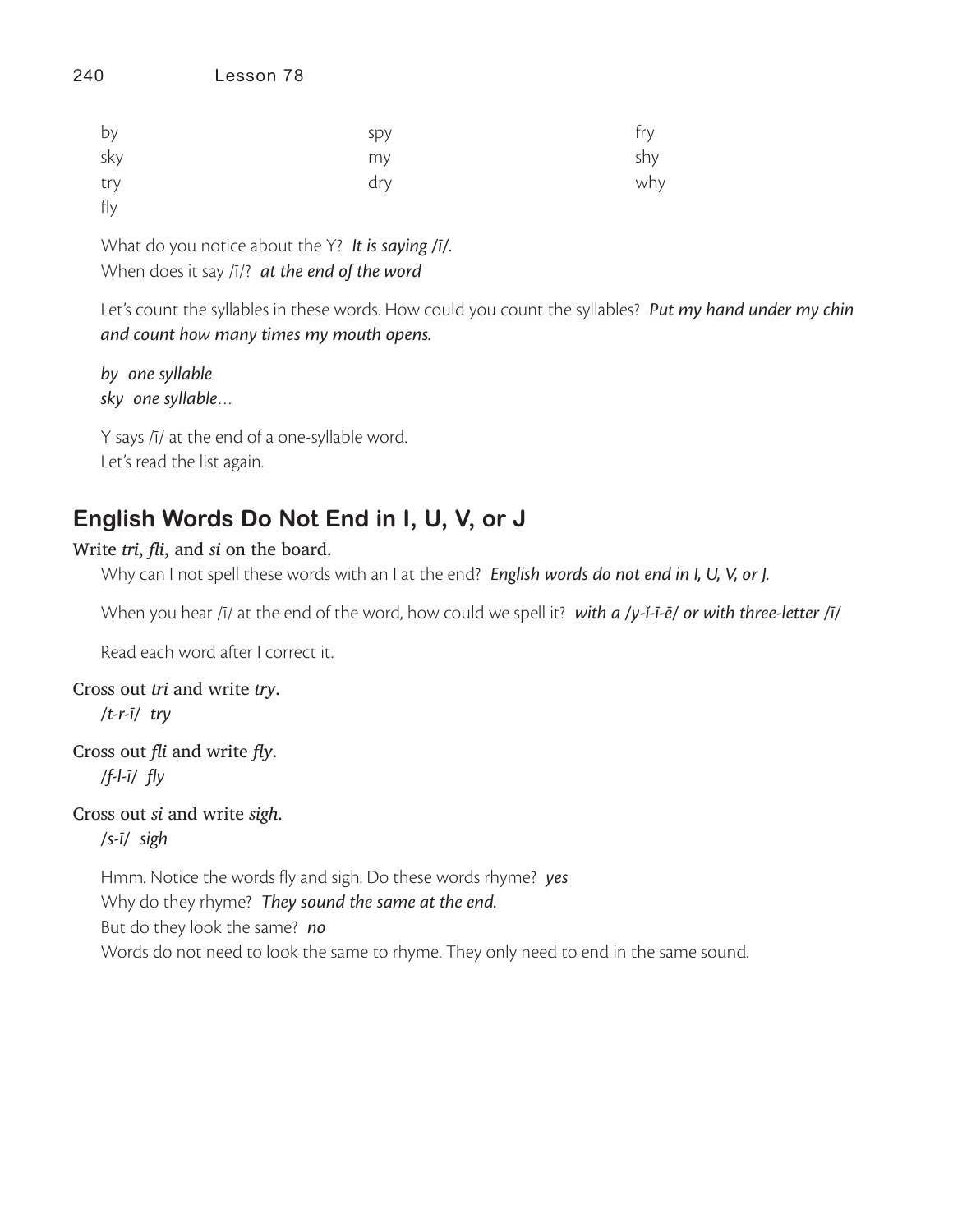| | | |
|---|---|---|
| by | spy | fry |
| sky | my | shy |
| try | dry | why |
| fly | | |

What do you notice about the Y? ***It is saying /ī/.***
When does it say /ī/? ***at the end of the word***

Let's count the syllables in these words. How could you count the syllables? ***Put my hand under my chin and count how many times my mouth opens.***

***by one syllable***
***sky one syllable…***

Y says /ī/ at the end of a one-syllable word.
Let's read the list again.

## English Words Do Not End in I, U, V, or J

Write *tri*, *fli*, and *si* on the board.

Why can I not spell these words with an I at the end? ***English words do not end in I, U, V, or J.***

When you hear /ī/ at the end of the word, how could we spell it? ***with a /y-ĭ-ī-ē/ or with three-letter /ī/***

Read each word after I correct it.

Cross out *tri* and write *try*.
*/t-r-ī/ try*

Cross out *fli* and write *fly*.
*/f-l-ī/ fly*

Cross out *si* and write *sigh*.
*/s-ī/ sigh*

Hmm. Notice the words fly and sigh. Do these words rhyme? ***yes***
Why do they rhyme? ***They sound the same at the end.***
But do they look the same? ***no***
Words do not need to look the same to rhyme. They only need to end in the same sound.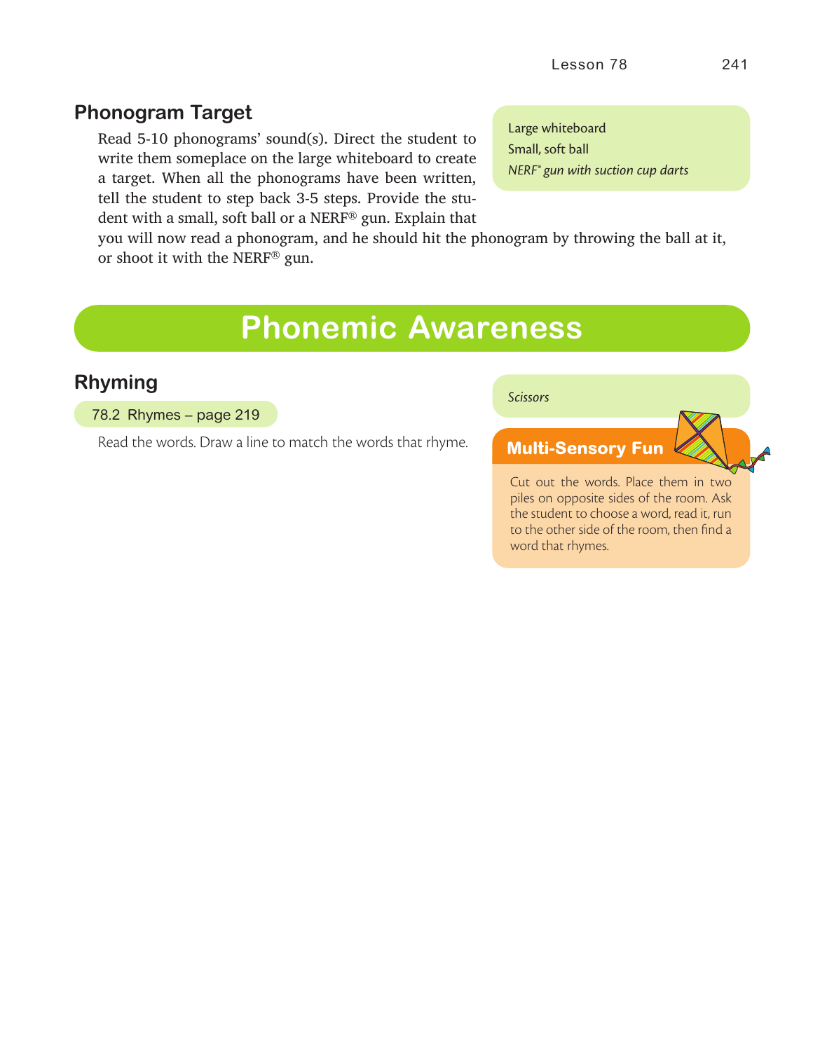## Phonogram Target

Large whiteboard
Small, soft ball
*NERF® gun with suction cup darts*

Read 5-10 phonograms' sound(s). Direct the student to write them someplace on the large whiteboard to create a target. When all the phonograms have been written, tell the student to step back 3-5 steps. Provide the student with a small, soft ball or a NERF® gun. Explain that you will now read a phonogram, and he should hit the phonogram by throwing the ball at it, or shoot it with the NERF® gun.

# Phonemic Awareness

## Rhyming

78.2 Rhymes – page 219

Read the words. Draw a line to match the words that rhyme.

*Scissors*

**Multi-Sensory Fun**

Cut out the words. Place them in two piles on opposite sides of the room. Ask the student to choose a word, read it, run to the other side of the room, then find a word that rhymes.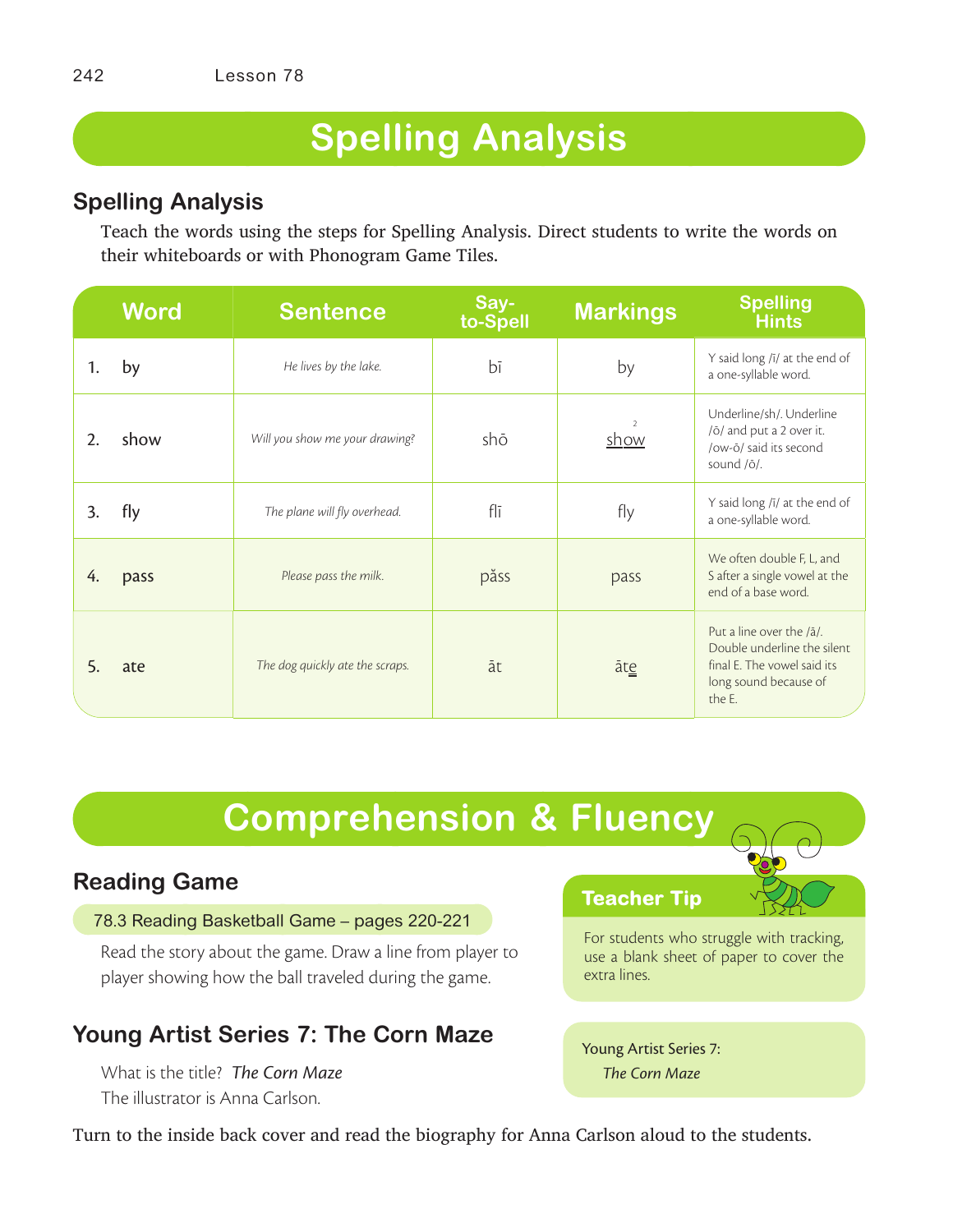# Spelling Analysis

## Spelling Analysis

Teach the words using the steps for Spelling Analysis. Direct students to write the words on their whiteboards or with Phonogram Game Tiles.

| Word | Sentence | Say-to-Spell | Markings | Spelling Hints |
|---|---|---|---|---|
| 1. by | *He lives by the lake.* | bī | by | Y said long /ī/ at the end of a one-syllable word. |
| 2. show | *Will you show me your drawing?* | shō | show (2 over ow; sh and ow underlined) | Underline/sh/. Underline /ō/ and put a 2 over it. /ow-ō/ said its second sound /ō/. |
| 3. fly | *The plane will fly overhead.* | flī | fly | Y said long /ī/ at the end of a one-syllable word. |
| 4. pass | *Please pass the milk.* | păss | pass | We often double F, L, and S after a single vowel at the end of a base word. |
| 5. ate | *The dog quickly ate the scraps.* | āt | āte (e double underlined) | Put a line over the /ā/. Double underline the silent final E. The vowel said its long sound because of the E. |

# Comprehension & Fluency

## Reading Game

**78.3 Reading Basketball Game – pages 220-221**

Read the story about the game. Draw a line from player to player showing how the ball traveled during the game.

### Teacher Tip

For students who struggle with tracking, use a blank sheet of paper to cover the extra lines.

## Young Artist Series 7: The Corn Maze

What is the title? *The Corn Maze*

The illustrator is Anna Carlson.

Young Artist Series 7:
*The Corn Maze*

Turn to the inside back cover and read the biography for Anna Carlson aloud to the students.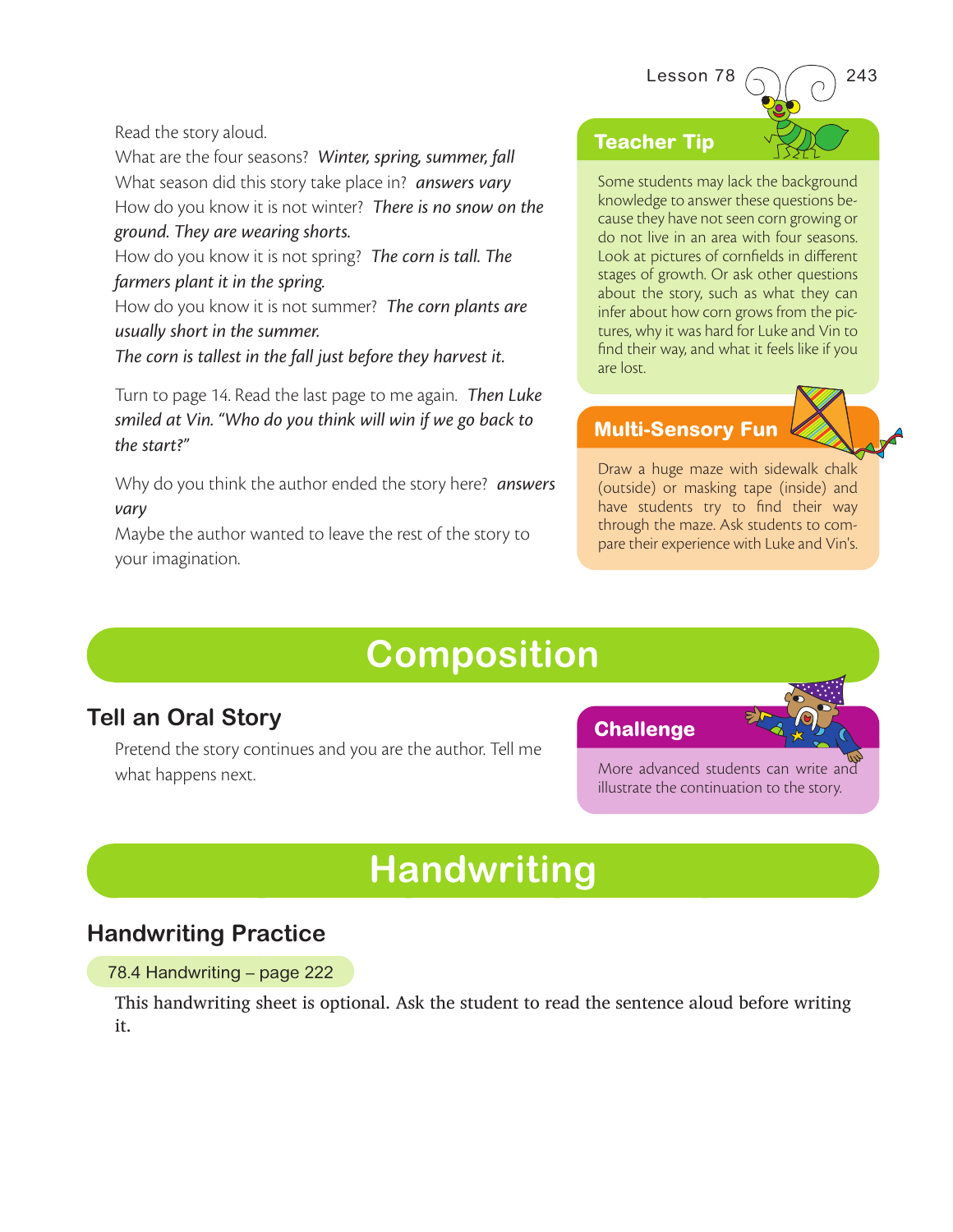Read the story aloud.

What are the four seasons? *Winter, spring, summer, fall*

What season did this story take place in? *answers vary*

How do you know it is not winter? *There is no snow on the ground. They are wearing shorts.*

How do you know it is not spring? *The corn is tall. The farmers plant it in the spring.*

How do you know it is not summer? *The corn plants are usually short in the summer.*

*The corn is tallest in the fall just before they harvest it.*

Turn to page 14. Read the last page to me again. *Then Luke smiled at Vin. "Who do you think will win if we go back to the start?"*

Why do you think the author ended the story here? *answers vary*

Maybe the author wanted to leave the rest of the story to your imagination.

### Teacher Tip

Some students may lack the background knowledge to answer these questions because they have not seen corn growing or do not live in an area with four seasons. Look at pictures of cornfields in different stages of growth. Or ask other questions about the story, such as what they can infer about how corn grows from the pictures, why it was hard for Luke and Vin to find their way, and what it feels like if you are lost.

### Multi-Sensory Fun

Draw a huge maze with sidewalk chalk (outside) or masking tape (inside) and have students try to find their way through the maze. Ask students to compare their experience with Luke and Vin's.

# Composition

## Tell an Oral Story

Pretend the story continues and you are the author. Tell me what happens next.

### Challenge

More advanced students can write and illustrate the continuation to the story.

# Handwriting

## Handwriting Practice

78.4 Handwriting – page 222

This handwriting sheet is optional. Ask the student to read the sentence aloud before writing it.